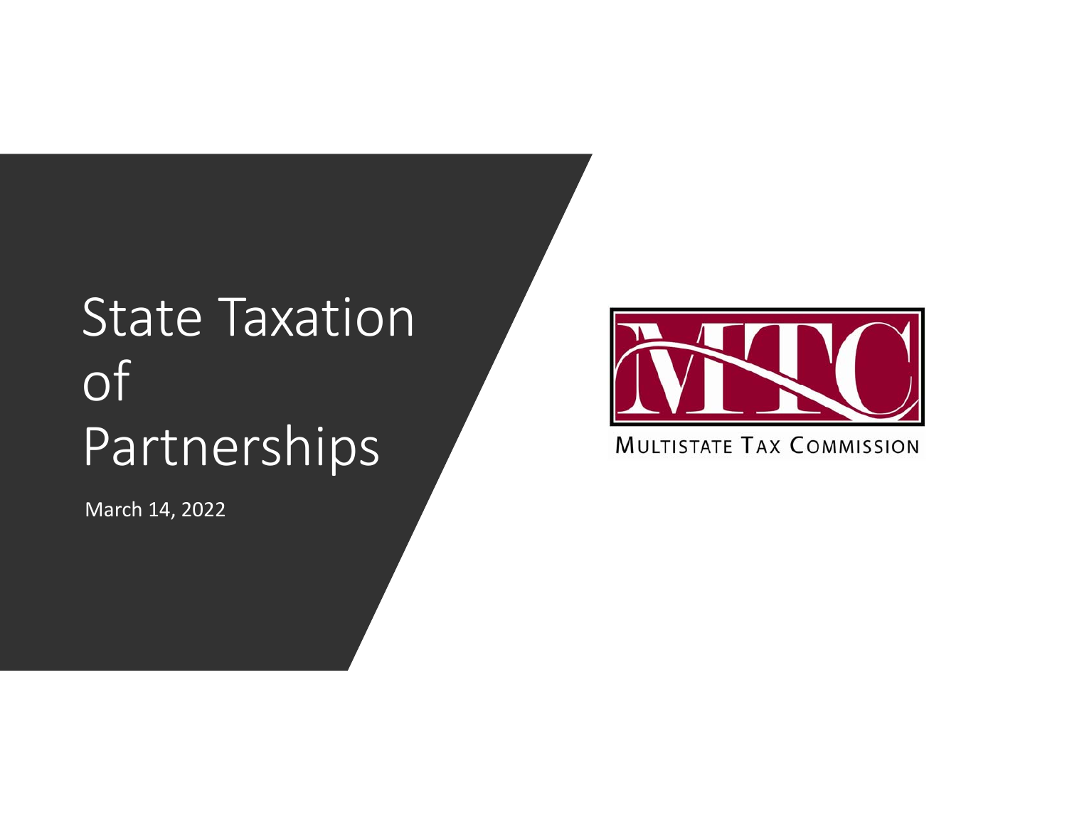# State Taxation of Partnerships

March 14, 2022

MULTISTATE TAX COMMISSION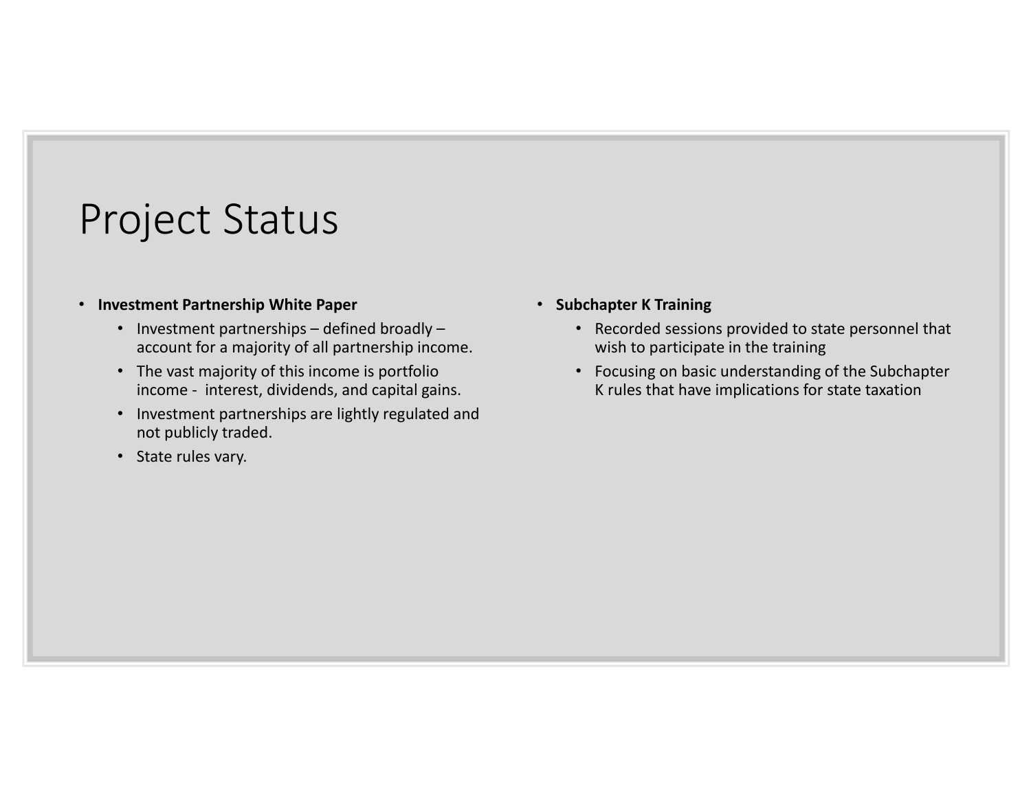# Project Status

- **Investment Partnership White Paper**
  - Investment partnerships – defined broadly – account for a majority of all partnership income.
  - The vast majority of this income is portfolio income - interest, dividends, and capital gains.
  - Investment partnerships are lightly regulated and not publicly traded.
  - State rules vary.

- **Subchapter K Training**
  - Recorded sessions provided to state personnel that wish to participate in the training
  - Focusing on basic understanding of the Subchapter K rules that have implications for state taxation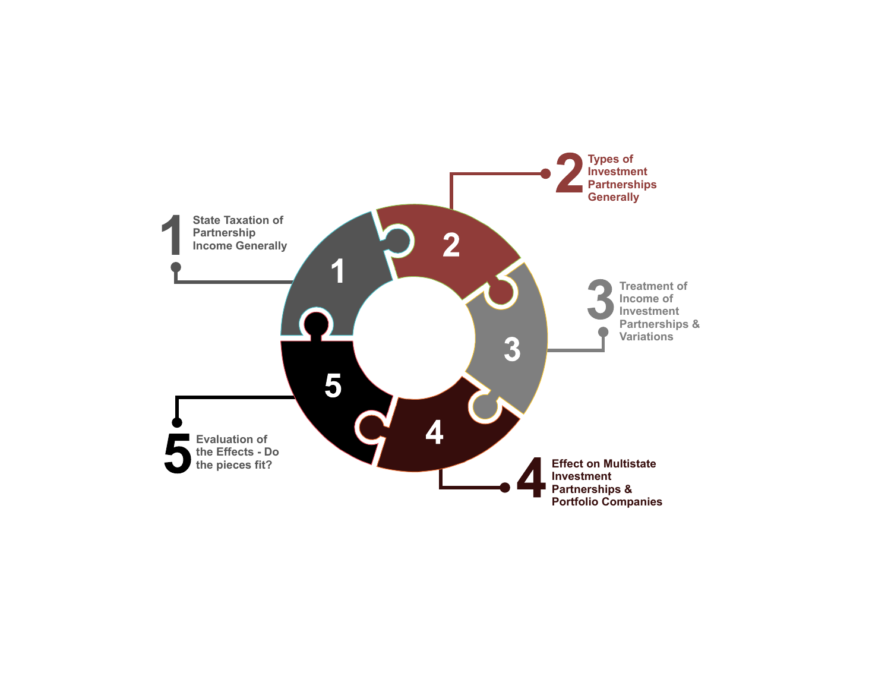1 State Taxation of Partnership Income Generally

2 Types of Investment Partnerships Generally

3 Treatment of Income of Investment Partnerships & Variations

4 Effect on Multistate Investment Partnerships & Portfolio Companies

5 Evaluation of the Effects - Do the pieces fit?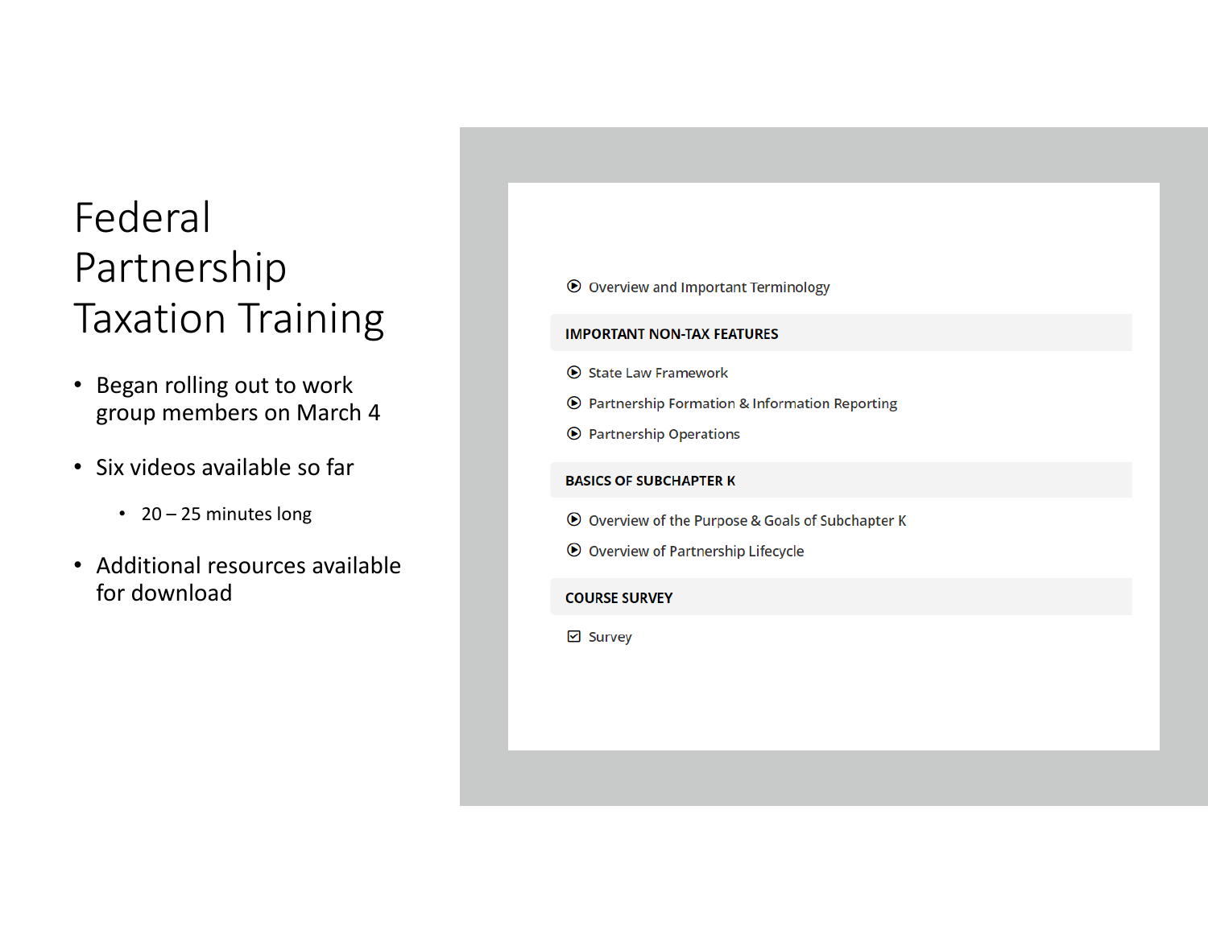# Federal Partnership Taxation Training

- Began rolling out to work group members on March 4
- Six videos available so far
  - 20 – 25 minutes long
- Additional resources available for download

---

- Overview and Important Terminology

**IMPORTANT NON-TAX FEATURES**

- State Law Framework
- Partnership Formation & Information Reporting
- Partnership Operations

**BASICS OF SUBCHAPTER K**

- Overview of the Purpose & Goals of Subchapter K
- Overview of Partnership Lifecycle

**COURSE SURVEY**

- Survey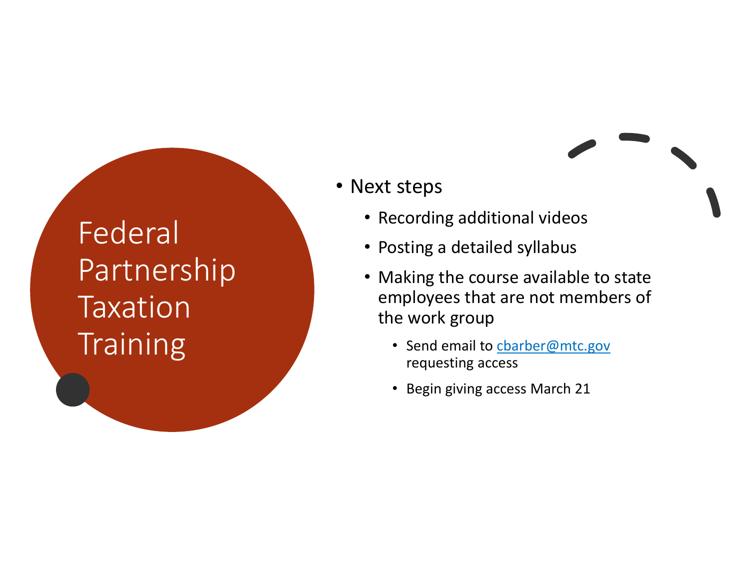# Federal Partnership Taxation Training

- Next steps
  - Recording additional videos
  - Posting a detailed syllabus
  - Making the course available to state employees that are not members of the work group
    - Send email to cbarber@mtc.gov requesting access
    - Begin giving access March 21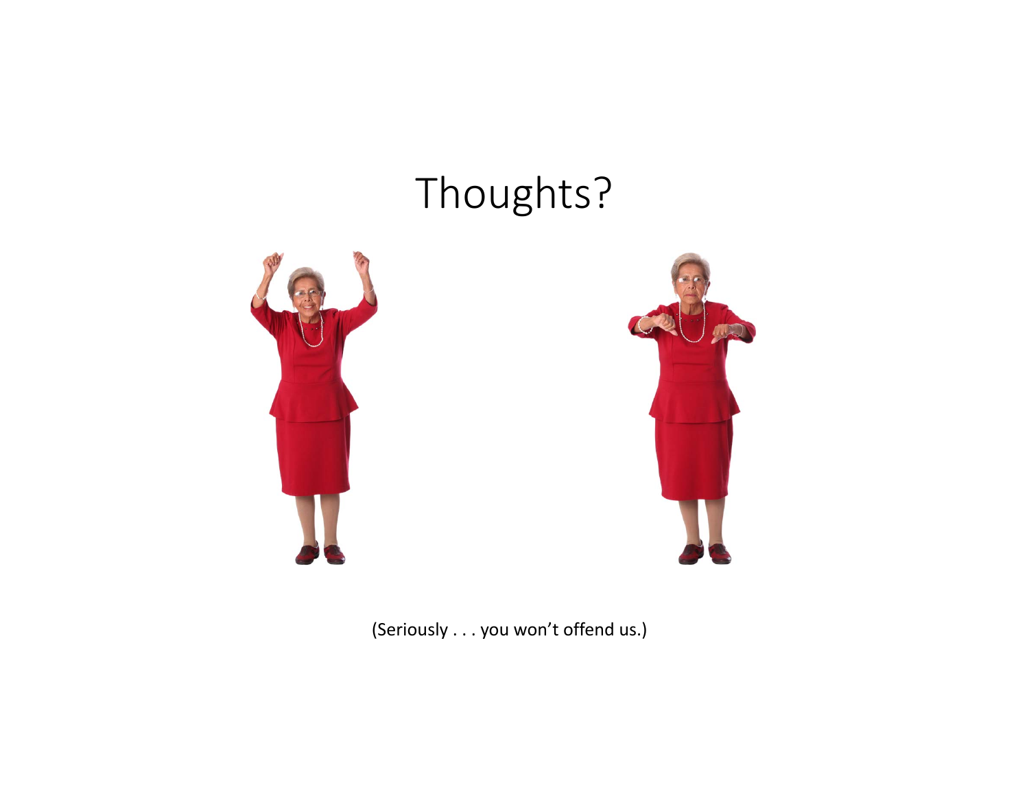# Thoughts?

(Seriously . . . you won't offend us.)